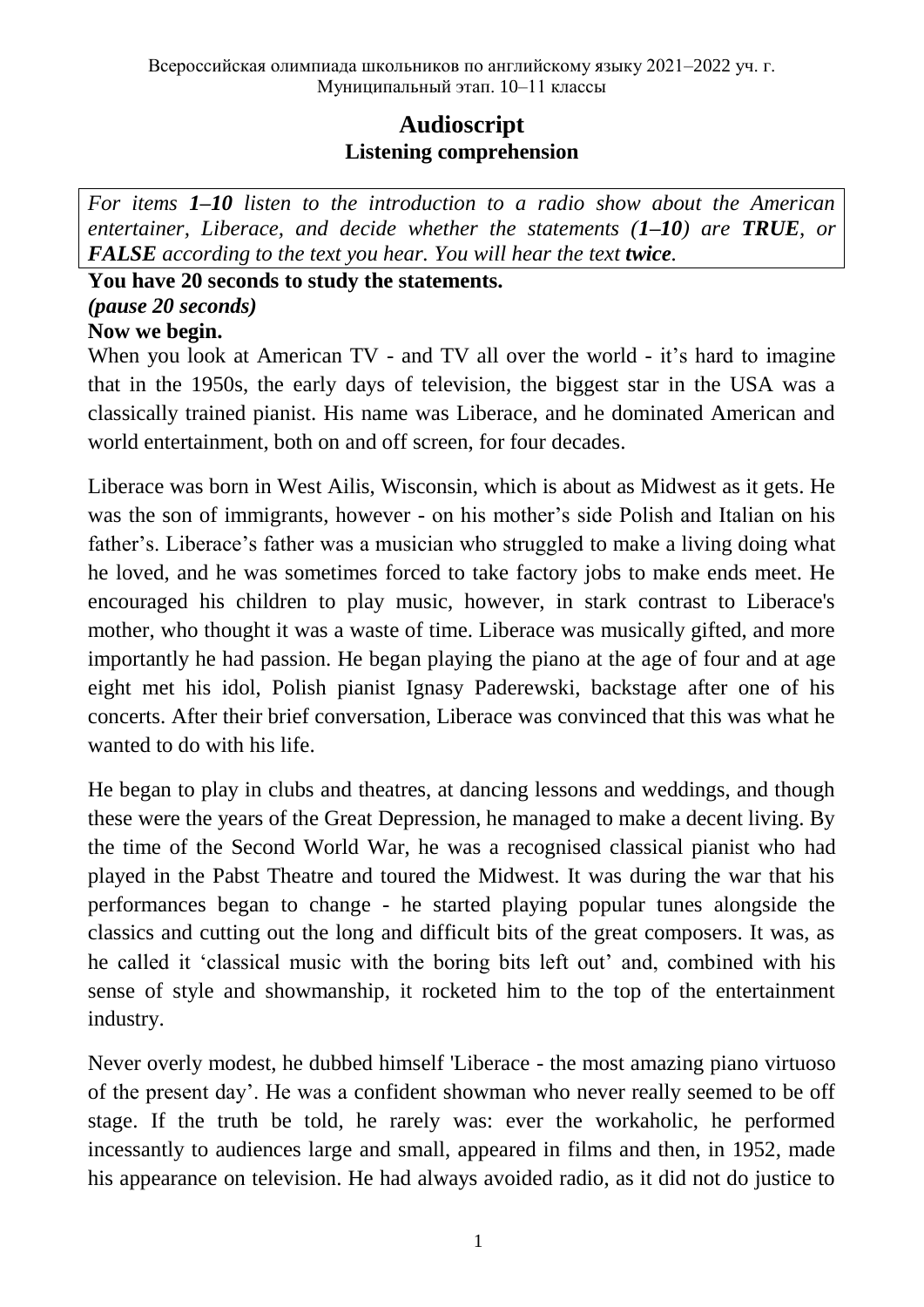Всероссийская олимпиада школьников по английскому языку 2021–2022 уч. г.
Муниципальный этап. 10–11 классы

# Audioscript

## Listening comprehension

*For items **1–10** listen to the introduction to a radio show about the American entertainer, Liberace, and decide whether the statements (**1–10**) are **TRUE**, or **FALSE** according to the text you hear. You will hear the text **twice**.*

**You have 20 seconds to study the statements.**
***(pause 20 seconds)***
**Now we begin.**

When you look at American TV - and TV all over the world - it's hard to imagine that in the 1950s, the early days of television, the biggest star in the USA was a classically trained pianist. His name was Liberace, and he dominated American and world entertainment, both on and off screen, for four decades.

Liberace was born in West Ailis, Wisconsin, which is about as Midwest as it gets. He was the son of immigrants, however - on his mother's side Polish and Italian on his father's. Liberace's father was a musician who struggled to make a living doing what he loved, and he was sometimes forced to take factory jobs to make ends meet. He encouraged his children to play music, however, in stark contrast to Liberace's mother, who thought it was a waste of time. Liberace was musically gifted, and more importantly he had passion. He began playing the piano at the age of four and at age eight met his idol, Polish pianist Ignasy Paderewski, backstage after one of his concerts. After their brief conversation, Liberace was convinced that this was what he wanted to do with his life.

He began to play in clubs and theatres, at dancing lessons and weddings, and though these were the years of the Great Depression, he managed to make a decent living. By the time of the Second World War, he was a recognised classical pianist who had played in the Pabst Theatre and toured the Midwest. It was during the war that his performances began to change - he started playing popular tunes alongside the classics and cutting out the long and difficult bits of the great composers. It was, as he called it 'classical music with the boring bits left out' and, combined with his sense of style and showmanship, it rocketed him to the top of the entertainment industry.

Never overly modest, he dubbed himself 'Liberace - the most amazing piano virtuoso of the present day'. He was a confident showman who never really seemed to be off stage. If the truth be told, he rarely was: ever the workaholic, he performed incessantly to audiences large and small, appeared in films and then, in 1952, made his appearance on television. He had always avoided radio, as it did not do justice to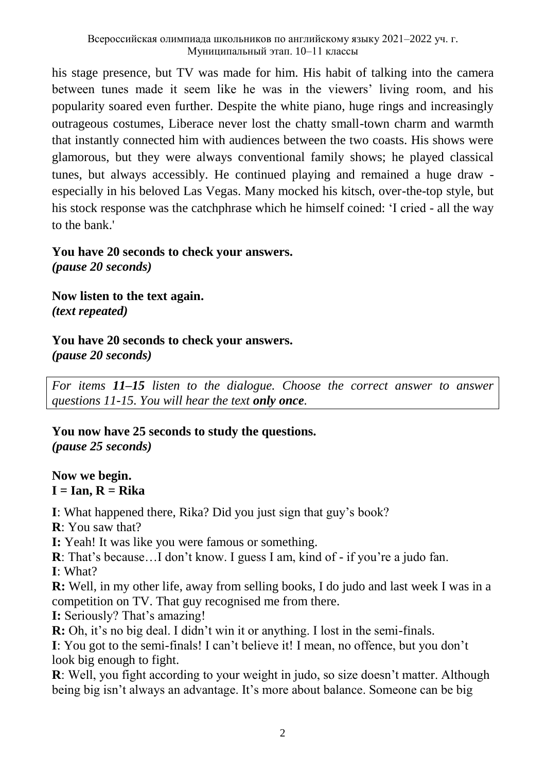his stage presence, but TV was made for him. His habit of talking into the camera between tunes made it seem like he was in the viewers' living room, and his popularity soared even further. Despite the white piano, huge rings and increasingly outrageous costumes, Liberace never lost the chatty small-town charm and warmth that instantly connected him with audiences between the two coasts. His shows were glamorous, but they were always conventional family shows; he played classical tunes, but always accessibly. He continued playing and remained a huge draw - especially in his beloved Las Vegas. Many mocked his kitsch, over-the-top style, but his stock response was the catchphrase which he himself coined: 'I cried - all the way to the bank.'

**You have 20 seconds to check your answers.**
***(pause 20 seconds)***

**Now listen to the text again.**
***(text repeated)***

**You have 20 seconds to check your answers.**
***(pause 20 seconds)***

*For items **11–15** listen to the dialogue. Choose the correct answer to answer questions 11-15. You will hear the text **only once**.*

**You now have 25 seconds to study the questions.**
***(pause 25 seconds)***

**Now we begin.**
**I = Ian, R = Rika**

**I**: What happened there, Rika? Did you just sign that guy's book?
**R**: You saw that?
**I:** Yeah! It was like you were famous or something.
**R**: That's because…I don't know. I guess I am, kind of - if you're a judo fan.
**I**: What?
**R:** Well, in my other life, away from selling books, I do judo and last week I was in a competition on TV. That guy recognised me from there.
**I:** Seriously? That's amazing!
**R:** Oh, it's no big deal. I didn't win it or anything. I lost in the semi-finals.
**I**: You got to the semi-finals! I can't believe it! I mean, no offence, but you don't look big enough to fight.
**R**: Well, you fight according to your weight in judo, so size doesn't matter. Although being big isn't always an advantage. It's more about balance. Someone can be big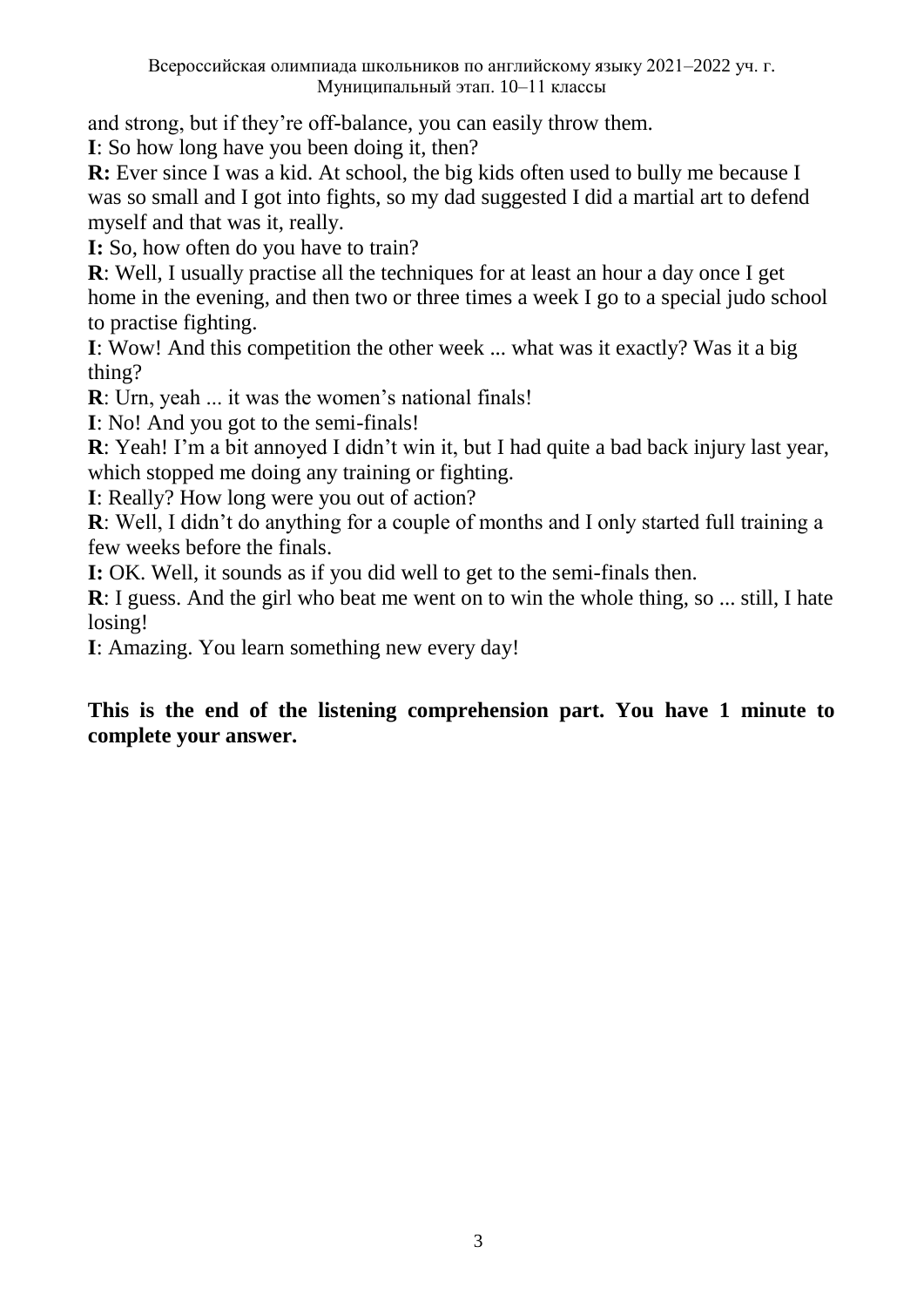and strong, but if they're off-balance, you can easily throw them.

**I**: So how long have you been doing it, then?

**R:** Ever since I was a kid. At school, the big kids often used to bully me because I was so small and I got into fights, so my dad suggested I did a martial art to defend myself and that was it, really.

**I:** So, how often do you have to train?

**R**: Well, I usually practise all the techniques for at least an hour a day once I get home in the evening, and then two or three times a week I go to a special judo school to practise fighting.

**I**: Wow! And this competition the other week ... what was it exactly? Was it a big thing?

**R**: Urn, yeah ... it was the women's national finals!

**I**: No! And you got to the semi-finals!

**R**: Yeah! I'm a bit annoyed I didn't win it, but I had quite a bad back injury last year, which stopped me doing any training or fighting.

**I**: Really? How long were you out of action?

**R**: Well, I didn't do anything for a couple of months and I only started full training a few weeks before the finals.

**I:** OK. Well, it sounds as if you did well to get to the semi-finals then.

**R**: I guess. And the girl who beat me went on to win the whole thing, so ... still, I hate losing!

**I**: Amazing. You learn something new every day!

**This is the end of the listening comprehension part. You have 1 minute to complete your answer.**